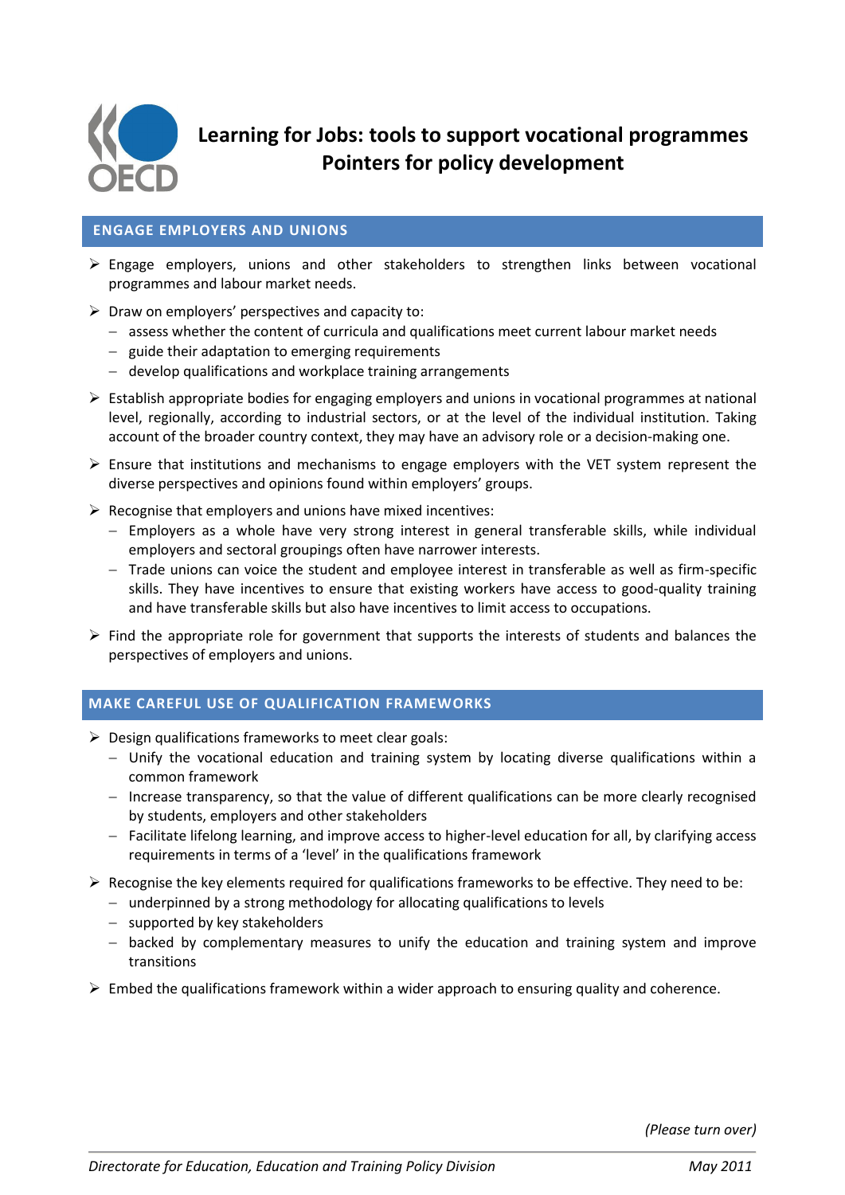# Learning for Jobs: tools to support vocational programmes
# Pointers for policy development

## ENGAGE EMPLOYERS AND UNIONS

- Engage employers, unions and other stakeholders to strengthen links between vocational programmes and labour market needs.
- Draw on employers' perspectives and capacity to:
  - assess whether the content of curricula and qualifications meet current labour market needs
  - guide their adaptation to emerging requirements
  - develop qualifications and workplace training arrangements
- Establish appropriate bodies for engaging employers and unions in vocational programmes at national level, regionally, according to industrial sectors, or at the level of the individual institution. Taking account of the broader country context, they may have an advisory role or a decision-making one.
- Ensure that institutions and mechanisms to engage employers with the VET system represent the diverse perspectives and opinions found within employers' groups.
- Recognise that employers and unions have mixed incentives:
  - Employers as a whole have very strong interest in general transferable skills, while individual employers and sectoral groupings often have narrower interests.
  - Trade unions can voice the student and employee interest in transferable as well as firm-specific skills. They have incentives to ensure that existing workers have access to good-quality training and have transferable skills but also have incentives to limit access to occupations.
- Find the appropriate role for government that supports the interests of students and balances the perspectives of employers and unions.

## MAKE CAREFUL USE OF QUALIFICATION FRAMEWORKS

- Design qualifications frameworks to meet clear goals:
  - Unify the vocational education and training system by locating diverse qualifications within a common framework
  - Increase transparency, so that the value of different qualifications can be more clearly recognised by students, employers and other stakeholders
  - Facilitate lifelong learning, and improve access to higher-level education for all, by clarifying access requirements in terms of a 'level' in the qualifications framework
- Recognise the key elements required for qualifications frameworks to be effective. They need to be:
  - underpinned by a strong methodology for allocating qualifications to levels
  - supported by key stakeholders
  - backed by complementary measures to unify the education and training system and improve transitions
- Embed the qualifications framework within a wider approach to ensuring quality and coherence.

*(Please turn over)*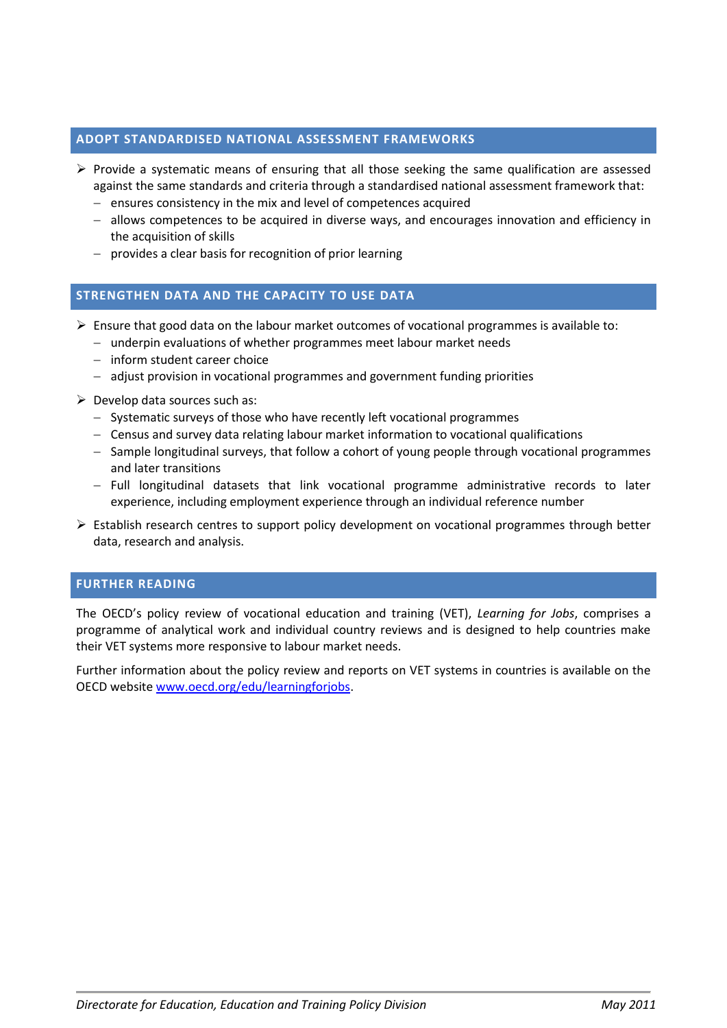## ADOPT STANDARDISED NATIONAL ASSESSMENT FRAMEWORKS

- Provide a systematic means of ensuring that all those seeking the same qualification are assessed against the same standards and criteria through a standardised national assessment framework that:
  - ensures consistency in the mix and level of competences acquired
  - allows competences to be acquired in diverse ways, and encourages innovation and efficiency in the acquisition of skills
  - provides a clear basis for recognition of prior learning

## STRENGTHEN DATA AND THE CAPACITY TO USE DATA

- Ensure that good data on the labour market outcomes of vocational programmes is available to:
  - underpin evaluations of whether programmes meet labour market needs
  - inform student career choice
  - adjust provision in vocational programmes and government funding priorities
- Develop data sources such as:
  - Systematic surveys of those who have recently left vocational programmes
  - Census and survey data relating labour market information to vocational qualifications
  - Sample longitudinal surveys, that follow a cohort of young people through vocational programmes and later transitions
  - Full longitudinal datasets that link vocational programme administrative records to later experience, including employment experience through an individual reference number
- Establish research centres to support policy development on vocational programmes through better data, research and analysis.

## FURTHER READING

The OECD's policy review of vocational education and training (VET), *Learning for Jobs*, comprises a programme of analytical work and individual country reviews and is designed to help countries make their VET systems more responsive to labour market needs.

Further information about the policy review and reports on VET systems in countries is available on the OECD website [www.oecd.org/edu/learningforjobs](http://www.oecd.org/edu/learningforjobs).

*Directorate for Education, Education and Training Policy Division* *May 2011*